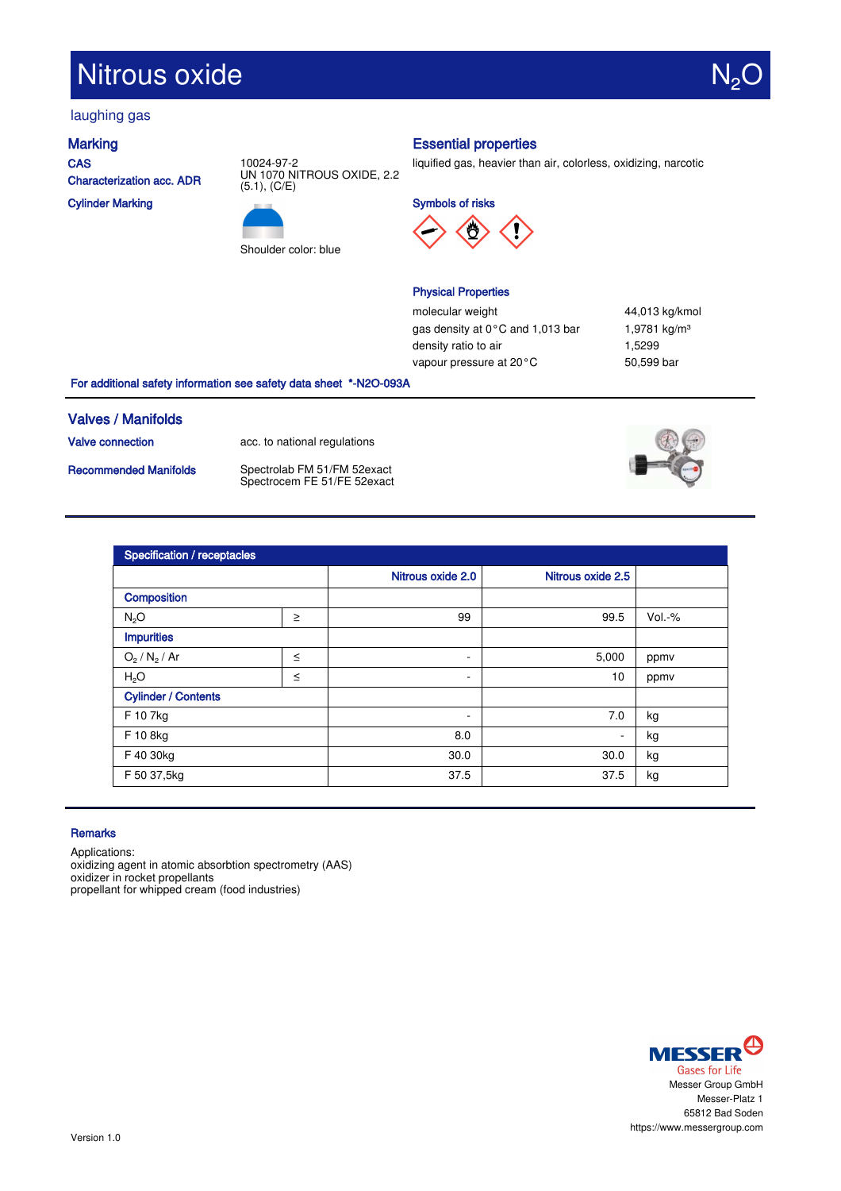# Nitrous oxide $N_2O$

laughing gas

## Marking

**CAS**: 10024-97-2

**Characterization acc. ADR**: UN 1070 NITROUS OXIDE, 2.2 (5.1), (C/E)

**Cylinder Marking**: Shoulder color: blue

## Essential properties

liquified gas, heavier than air, colorless, oxidizing, narcotic

### Symbols of risks

### Physical Properties

| | |
|---|---|
| molecular weight | 44,013 kg/kmol |
| gas density at 0 °C and 1,013 bar | 1,9781 kg/m³ |
| density ratio to air | 1,5299 |
| vapour pressure at 20 °C | 50,599 bar |

**For additional safety information see safety data sheet \*-N2O-093A**

## Valves / Manifolds

**Valve connection**: acc. to national regulations

**Recommended Manifolds**: Spectrolab FM 51/FM 52exact
Spectrocem FE 51/FE 52exact

## Specification / receptacles

| | | Nitrous oxide 2.0 | Nitrous oxide 2.5 | |
|---|---|---|---|---|
| **Composition** | | | | |
| $N_2O$ | ≥ | 99 | 99.5 | Vol.-% |
| **Impurities** | | | | |
| $O_2$ / $N_2$ / Ar | ≤ | - | 5,000 | ppmv |
| $H_2O$ | ≤ | - | 10 | ppmv |
| **Cylinder / Contents** | | | | |
| F 10 7kg | | - | 7.0 | kg |
| F 10 8kg | | 8.0 | - | kg |
| F 40 30kg | | 30.0 | 30.0 | kg |
| F 50 37,5kg | | 37.5 | 37.5 | kg |

## Remarks

Applications:
oxidizing agent in atomic absorbtion spectrometry (AAS)
oxidizer in rocket propellants
propellant for whipped cream (food industries)

MESSER Gases for Life
Messer Group GmbH
Messer-Platz 1
65812 Bad Soden
https://www.messergroup.com

Version 1.0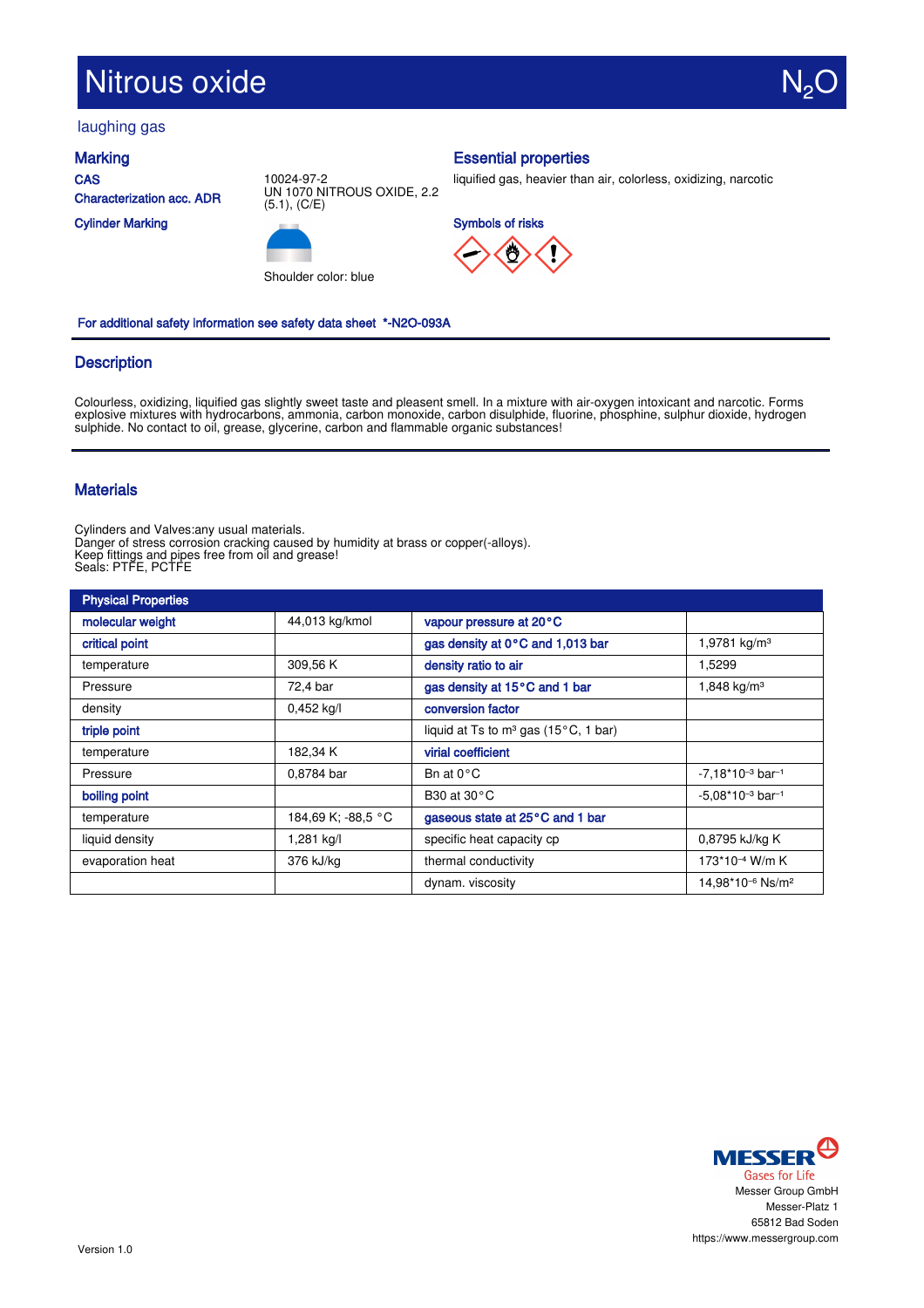# Nitrous oxide $N_2O$

laughing gas

## Marking

**CAS** 10024-97-2

**Characterization acc. ADR** UN 1070 NITROUS OXIDE, 2.2 (5.1), (C/E)

**Cylinder Marking**

Shoulder color: blue

## Essential properties

liquified gas, heavier than air, colorless, oxidizing, narcotic

**Symbols of risks**

**For additional safety information see safety data sheet *-N2O-093A**

## Description

Colourless, oxidizing, liquified gas slightly sweet taste and pleasent smell. In a mixture with air-oxygen intoxicant and narcotic. Forms explosive mixtures with hydrocarbons, ammonia, carbon monoxide, carbon disulphide, fluorine, phosphine, sulphur dioxide, hydrogen sulphide. No contact to oil, grease, glycerine, carbon and flammable organic substances!

## Materials

Cylinders and Valves:any usual materials.
Danger of stress corrosion cracking caused by humidity at brass or copper(-alloys).
Keep fittings and pipes free from oil and grease!
Seals: PTFE, PCTFE

| Physical Properties | | | |
|---|---|---|---|
| **molecular weight** | 44,013 kg/kmol | **vapour pressure at 20°C** | |
| **critical point** | | **gas density at 0°C and 1,013 bar** | 1,9781 kg/m³ |
| temperature | 309,56 K | **density ratio to air** | 1,5299 |
| Pressure | 72,4 bar | **gas density at 15°C and 1 bar** | 1,848 kg/m³ |
| density | 0,452 kg/l | **conversion factor** | |
| **triple point** | | liquid at Ts to m³ gas (15°C, 1 bar) | |
| temperature | 182,34 K | **virial coefficient** | |
| Pressure | 0,8784 bar | Bn at 0°C | $-7{,}18 \cdot 10^{-3}$ bar$^{-1}$ |
| **boiling point** | | B30 at 30°C | $-5{,}08 \cdot 10^{-3}$ bar$^{-1}$ |
| temperature | 184,69 K; -88,5 °C | **gaseous state at 25°C and 1 bar** | |
| liquid density | 1,281 kg/l | specific heat capacity cp | 0,8795 kJ/kg K |
| evaporation heat | 376 kJ/kg | thermal conductivity | $173 \cdot 10^{-4}$ W/m K |
| | | dynam. viscosity | $14{,}98 \cdot 10^{-6}$ Ns/m² |

MESSER
Gases for Life
Messer Group GmbH
Messer-Platz 1
65812 Bad Soden
https://www.messergroup.com

Version 1.0